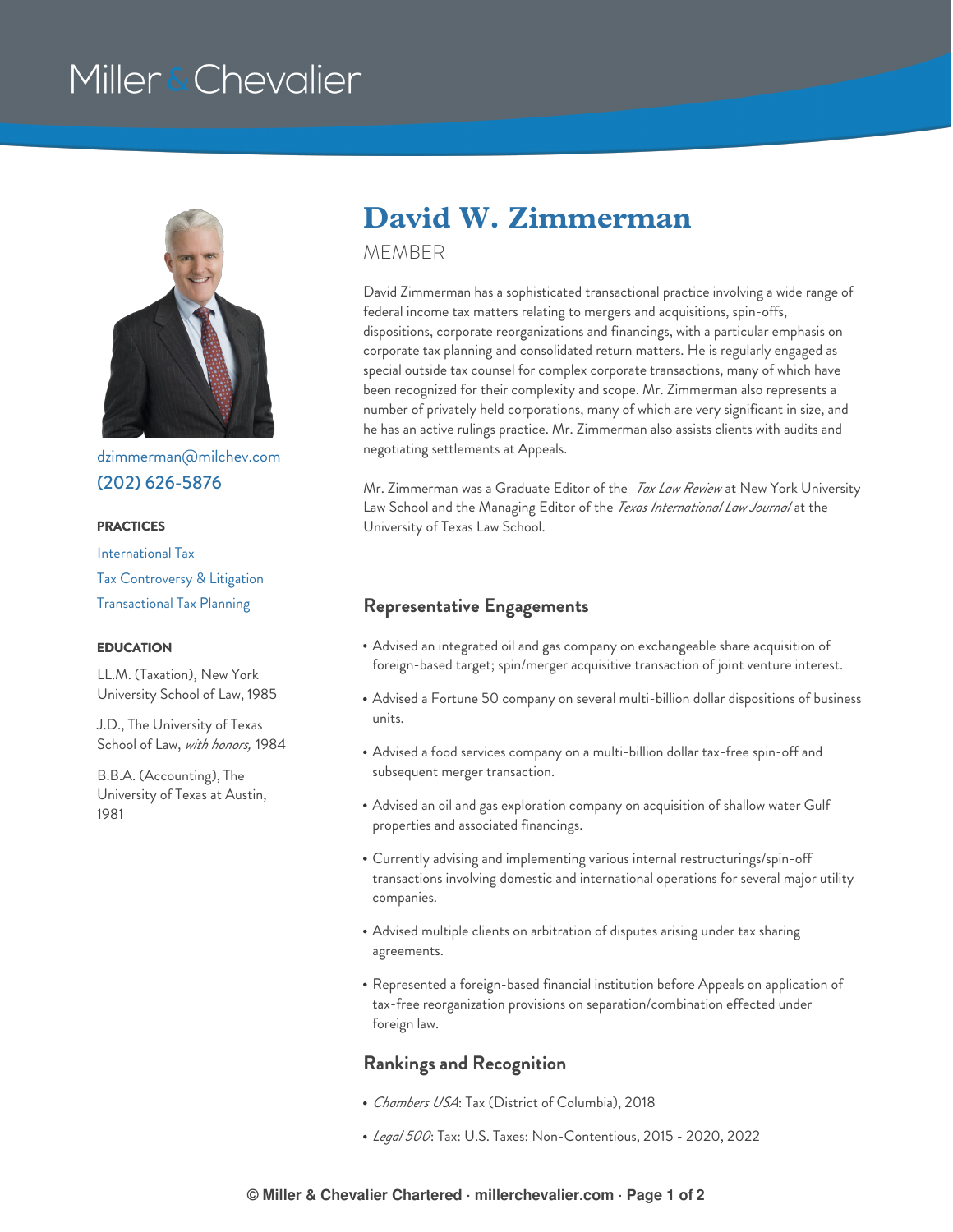Miller & Chevalier

# David W. Zimmerman

MEMBER

dzimmerman@milchev.com

(202) 626-5876

**PRACTICES**

International Tax

Tax Controversy & Litigation

Transactional Tax Planning

**EDUCATION**

LL.M. (Taxation), New York University School of Law, 1985

J.D., The University of Texas School of Law, *with honors,* 1984

B.B.A. (Accounting), The University of Texas at Austin, 1981

David Zimmerman has a sophisticated transactional practice involving a wide range of federal income tax matters relating to mergers and acquisitions, spin-offs, dispositions, corporate reorganizations and financings, with a particular emphasis on corporate tax planning and consolidated return matters. He is regularly engaged as special outside tax counsel for complex corporate transactions, many of which have been recognized for their complexity and scope. Mr. Zimmerman also represents a number of privately held corporations, many of which are very significant in size, and he has an active rulings practice. Mr. Zimmerman also assists clients with audits and negotiating settlements at Appeals.

Mr. Zimmerman was a Graduate Editor of the *Tax Law Review* at New York University Law School and the Managing Editor of the *Texas International Law Journal* at the University of Texas Law School.

## Representative Engagements

- Advised an integrated oil and gas company on exchangeable share acquisition of foreign-based target; spin/merger acquisitive transaction of joint venture interest.
- Advised a Fortune 50 company on several multi-billion dollar dispositions of business units.
- Advised a food services company on a multi-billion dollar tax-free spin-off and subsequent merger transaction.
- Advised an oil and gas exploration company on acquisition of shallow water Gulf properties and associated financings.
- Currently advising and implementing various internal restructurings/spin-off transactions involving domestic and international operations for several major utility companies.
- Advised multiple clients on arbitration of disputes arising under tax sharing agreements.
- Represented a foreign-based financial institution before Appeals on application of tax-free reorganization provisions on separation/combination effected under foreign law.

## Rankings and Recognition

- *Chambers USA*: Tax (District of Columbia), 2018
- *Legal 500*: Tax: U.S. Taxes: Non-Contentious, 2015 - 2020, 2022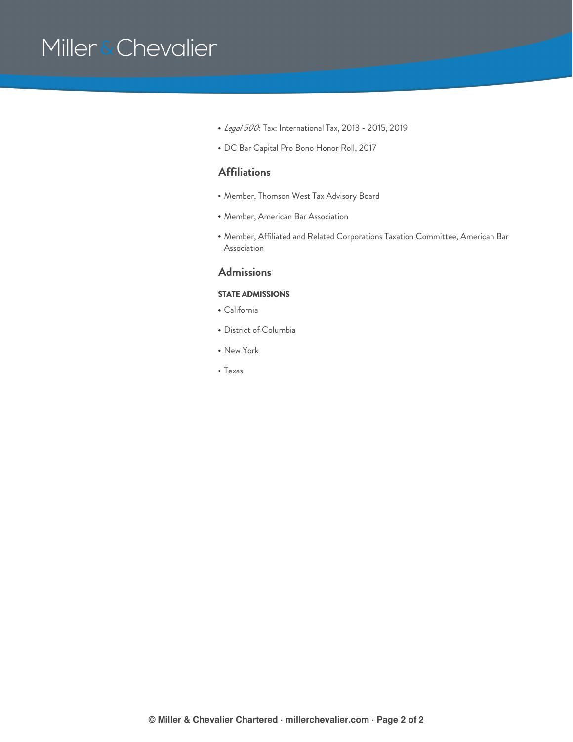- *Legal 500*: Tax: International Tax, 2013 - 2015, 2019
- DC Bar Capital Pro Bono Honor Roll, 2017

## Affiliations

- Member, Thomson West Tax Advisory Board
- Member, American Bar Association
- Member, Affiliated and Related Corporations Taxation Committee, American Bar Association

## Admissions

**STATE ADMISSIONS**

- California
- District of Columbia
- New York
- Texas